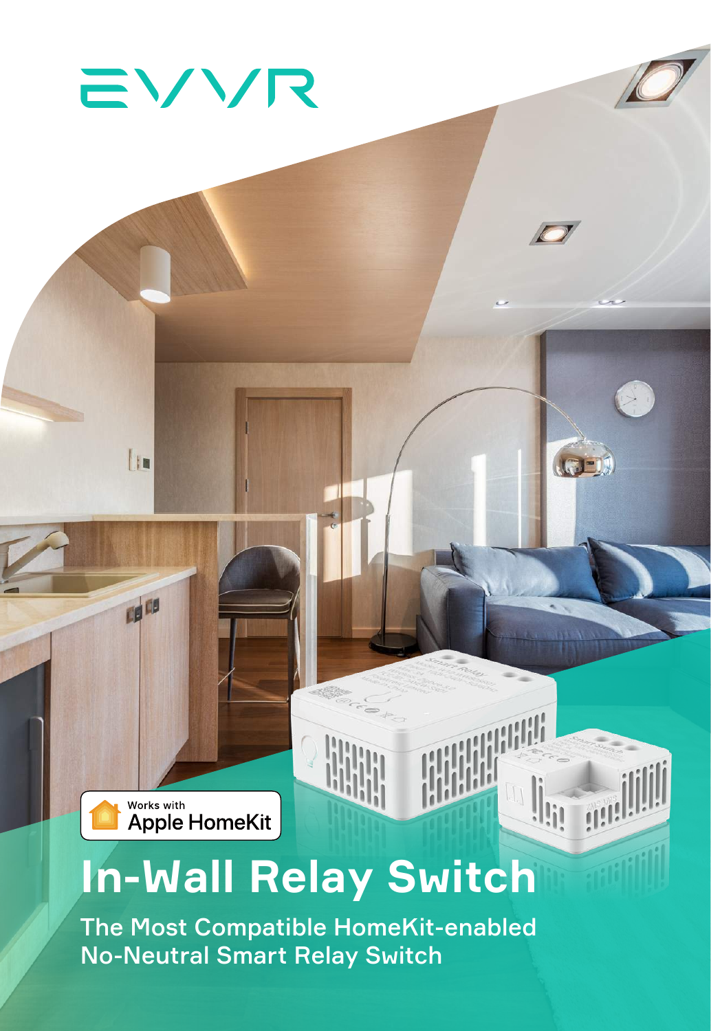EVVR

Works with Apple HomeKit

# In-Wall Relay Switch

## The Most Compatible HomeKit-enabled No-Neutral Smart Relay Switch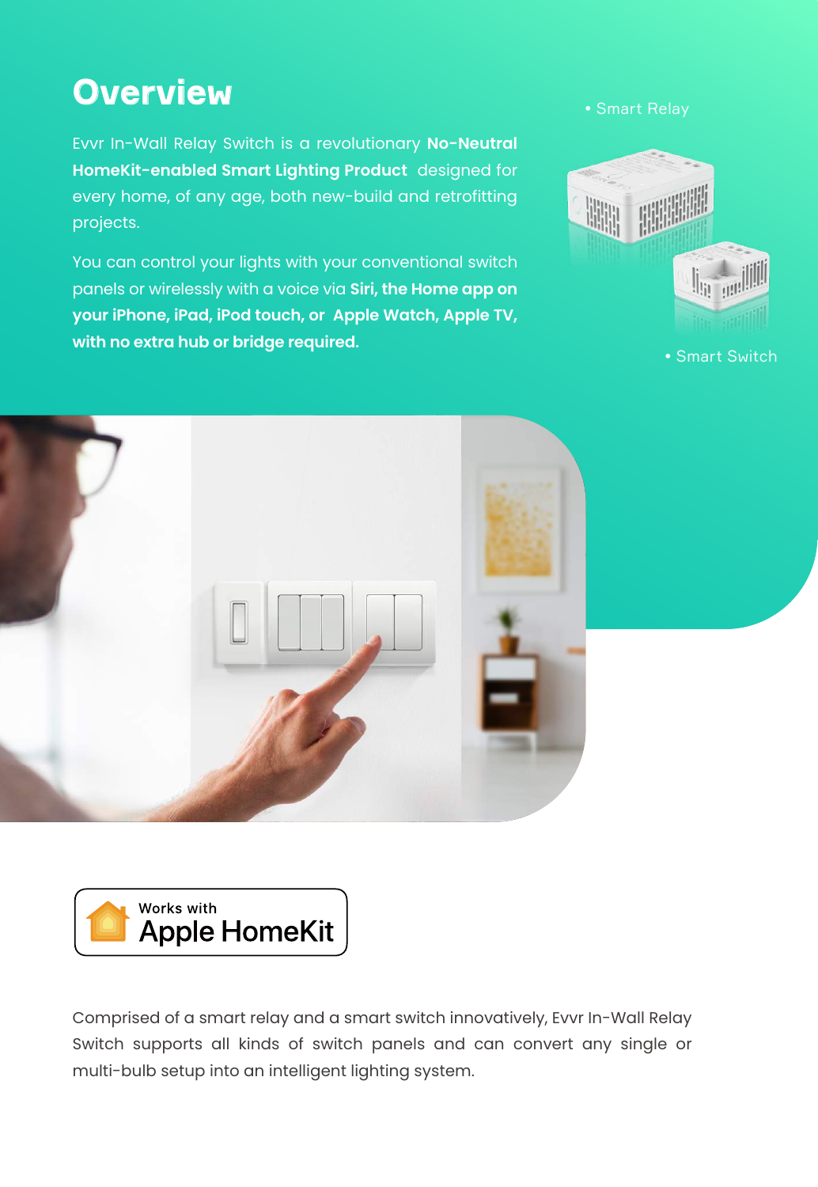# Overview

Evvr In-Wall Relay Switch is a revolutionary **No-Neutral HomeKit-enabled Smart Lighting Product** designed for every home, of any age, both new-build and retrofitting projects.

You can control your lights with your conventional switch panels or wirelessly with a voice via **Siri, the Home app on your iPhone, iPad, iPod touch, or Apple Watch, Apple TV, with no extra hub or bridge required.**

- Smart Relay
- Smart Switch

Works with Apple HomeKit

Comprised of a smart relay and a smart switch innovatively, Evvr In-Wall Relay Switch supports all kinds of switch panels and can convert any single or multi-bulb setup into an intelligent lighting system.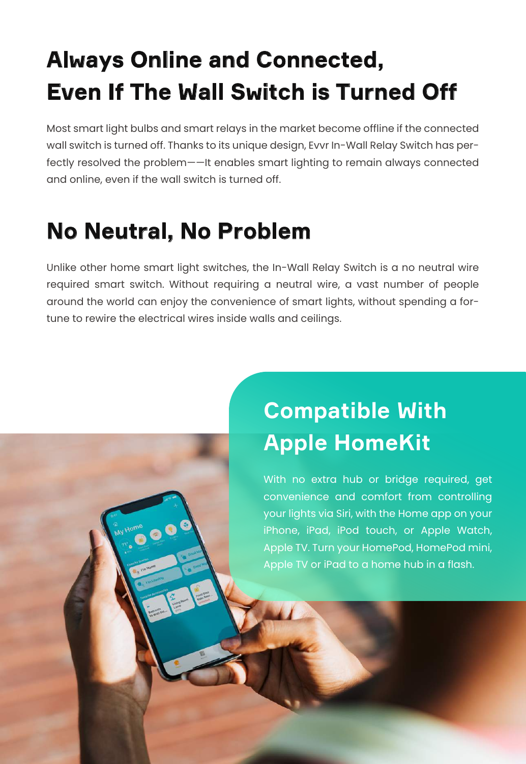# Always Online and Connected, Even If The Wall Switch is Turned Off

Most smart light bulbs and smart relays in the market become offline if the connected wall switch is turned off. Thanks to its unique design, Evvr In-Wall Relay Switch has perfectly resolved the problem——It enables smart lighting to remain always connected and online, even if the wall switch is turned off.

# No Neutral, No Problem

Unlike other home smart light switches, the In-Wall Relay Switch is a no neutral wire required smart switch. Without requiring a neutral wire, a vast number of people around the world can enjoy the convenience of smart lights, without spending a fortune to rewire the electrical wires inside walls and ceilings.

# Compatible With Apple HomeKit

With no extra hub or bridge required, get convenience and comfort from controlling your lights via Siri, with the Home app on your iPhone, iPad, iPod touch, or Apple Watch, Apple TV. Turn your HomePod, HomePod mini, Apple TV or iPad to a home hub in a flash.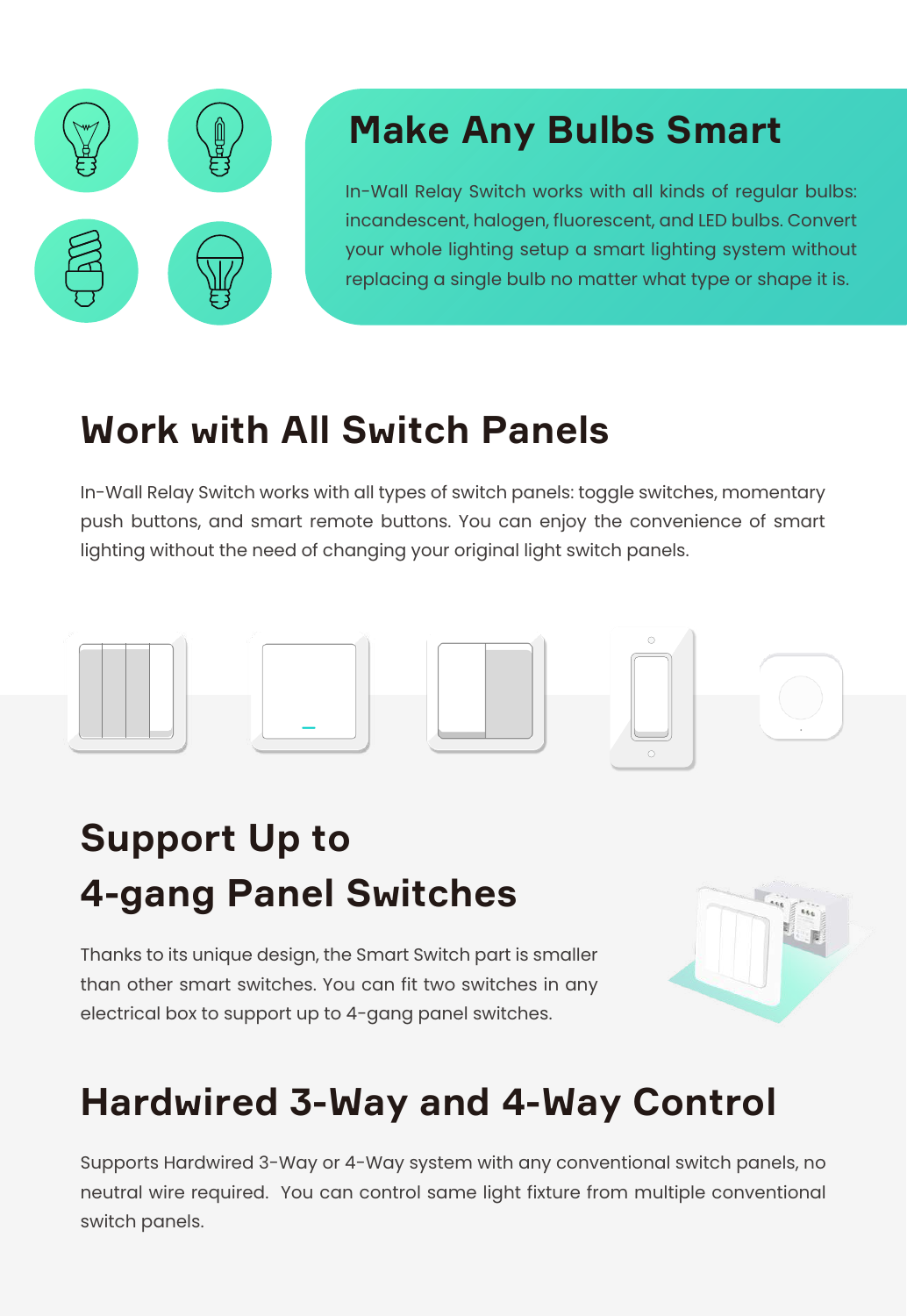## Make Any Bulbs Smart

In-Wall Relay Switch works with all kinds of regular bulbs: incandescent, halogen, fluorescent, and LED bulbs. Convert your whole lighting setup a smart lighting system without replacing a single bulb no matter what type or shape it is.

## Work with All Switch Panels

In-Wall Relay Switch works with all types of switch panels: toggle switches, momentary push buttons, and smart remote buttons. You can enjoy the convenience of smart lighting without the need of changing your original light switch panels.

## Support Up to 4-gang Panel Switches

Thanks to its unique design, the Smart Switch part is smaller than other smart switches. You can fit two switches in any electrical box to support up to 4-gang panel switches.

## Hardwired 3-Way and 4-Way Control

Supports Hardwired 3-Way or 4-Way system with any conventional switch panels, no neutral wire required. You can control same light fixture from multiple conventional switch panels.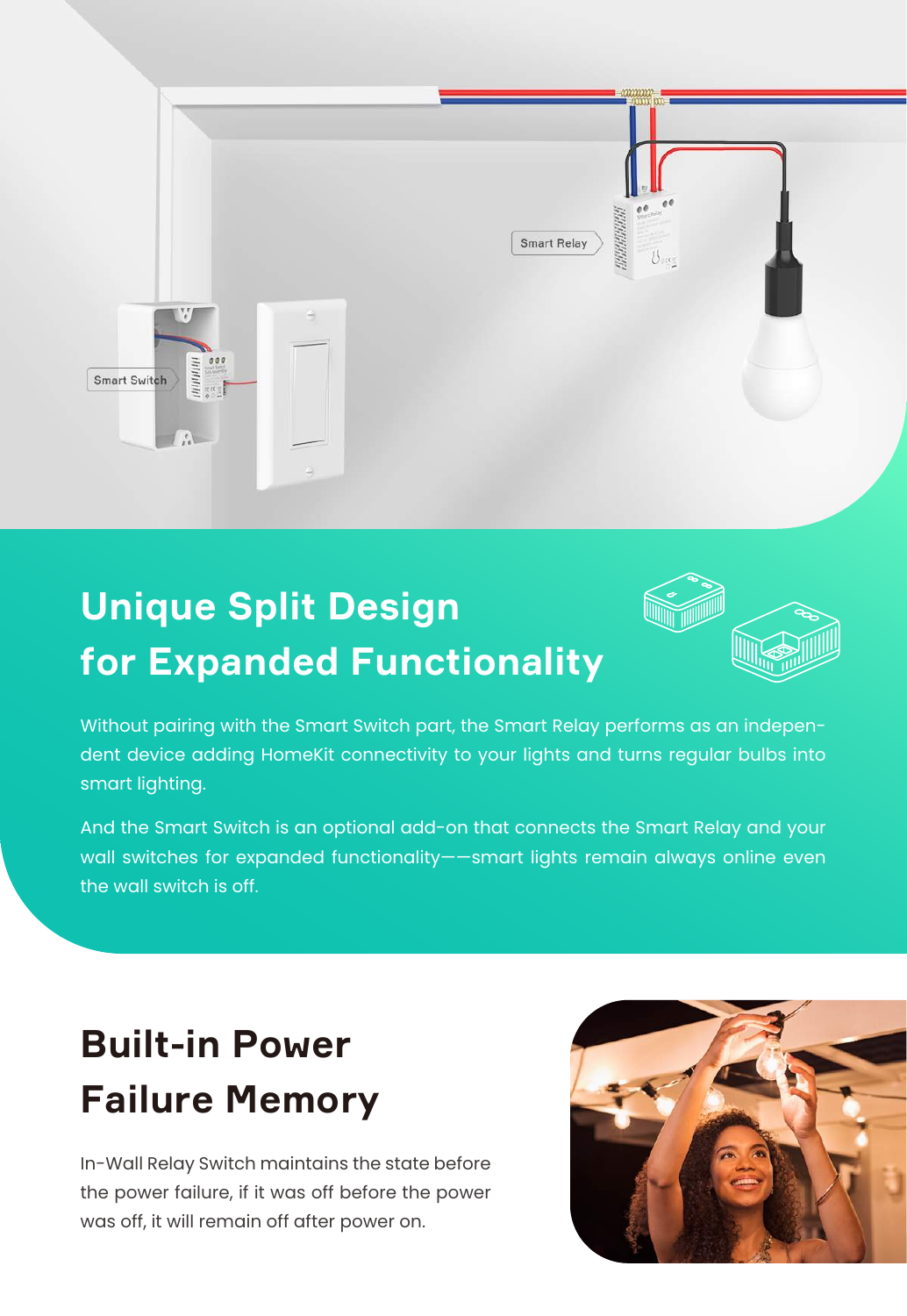Smart Relay

Smart Switch

## Unique Split Design for Expanded Functionality

Without pairing with the Smart Switch part, the Smart Relay performs as an independent device adding HomeKit connectivity to your lights and turns regular bulbs into smart lighting.

And the Smart Switch is an optional add-on that connects the Smart Relay and your wall switches for expanded functionality——smart lights remain always online even the wall switch is off.

## Built-in Power Failure Memory

In-Wall Relay Switch maintains the state before the power failure, if it was off before the power was off, it will remain off after power on.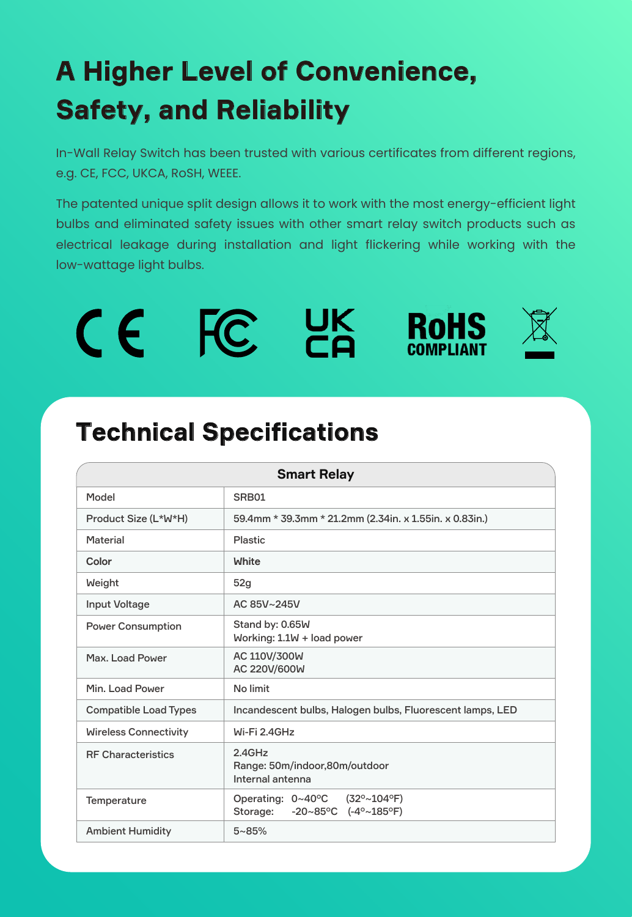# A Higher Level of Convenience, Safety, and Reliability

In-Wall Relay Switch has been trusted with various certificates from different regions, e.g. CE, FCC, UKCA, RoSH, WEEE.

The patented unique split design allows it to work with the most energy-efficient light bulbs and eliminated safety issues with other smart relay switch products such as electrical leakage during installation and light flickering while working with the low-wattage light bulbs.

CE FC UK CA RoHS COMPLIANT

## Technical Specifications

| Smart Relay | |
|---|---|
| Model | SRB01 |
| Product Size (L*W*H) | 59.4mm * 39.3mm * 21.2mm (2.34in. x 1.55in. x 0.83in.) |
| Material | Plastic |
| Color | White |
| Weight | 52g |
| Input Voltage | AC 85V~245V |
| Power Consumption | Stand by: 0.65W<br>Working: 1.1W + load power |
| Max. Load Power | AC 110V/300W<br>AC 220V/600W |
| Min. Load Power | No limit |
| Compatible Load Types | Incandescent bulbs, Halogen bulbs, Fluorescent lamps, LED |
| Wireless Connectivity | Wi-Fi 2.4GHz |
| RF Characteristics | 2.4GHz<br>Range: 50m/indoor,80m/outdoor<br>Internal antenna |
| Temperature | Operating: 0~40°C (32°~104°F)<br>Storage: -20~85°C (-4°~185°F) |
| Ambient Humidity | 5~85% |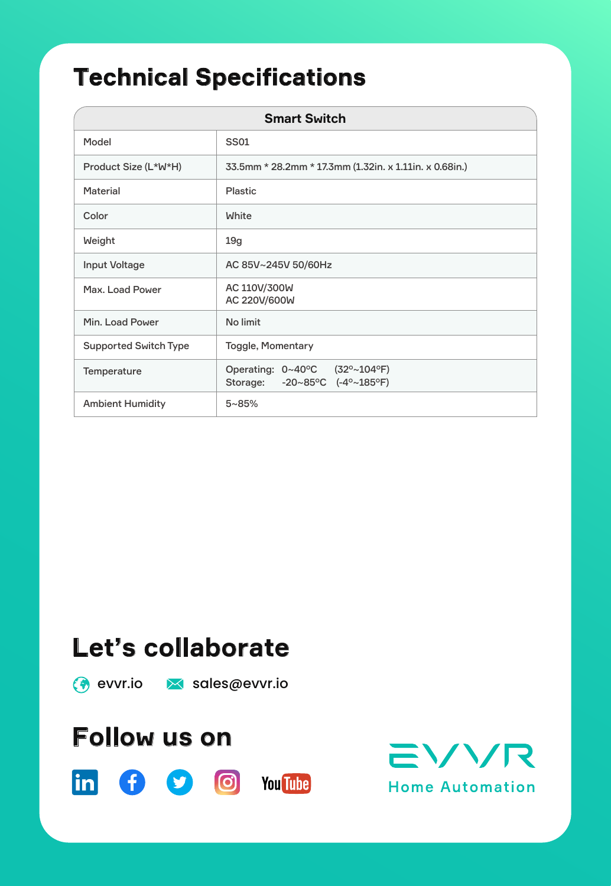# Technical Specifications

| Smart Switch | |
|---|---|
| Model | SS01 |
| Product Size (L*W*H) | 33.5mm * 28.2mm * 17.3mm (1.32in. x 1.11in. x 0.68in.) |
| Material | Plastic |
| Color | White |
| Weight | 19g |
| Input Voltage | AC 85V~245V 50/60Hz |
| Max. Load Power | AC 110V/300W<br>AC 220V/600W |
| Min. Load Power | No limit |
| Supported Switch Type | Toggle, Momentary |
| Temperature | Operating: 0~40°C (32°~104°F)<br>Storage: -20~85°C (-4°~185°F) |
| Ambient Humidity | 5~85% |

# Let's collaborate

evvr.io   sales@evvr.io

# Follow us on

EVVR
Home Automation